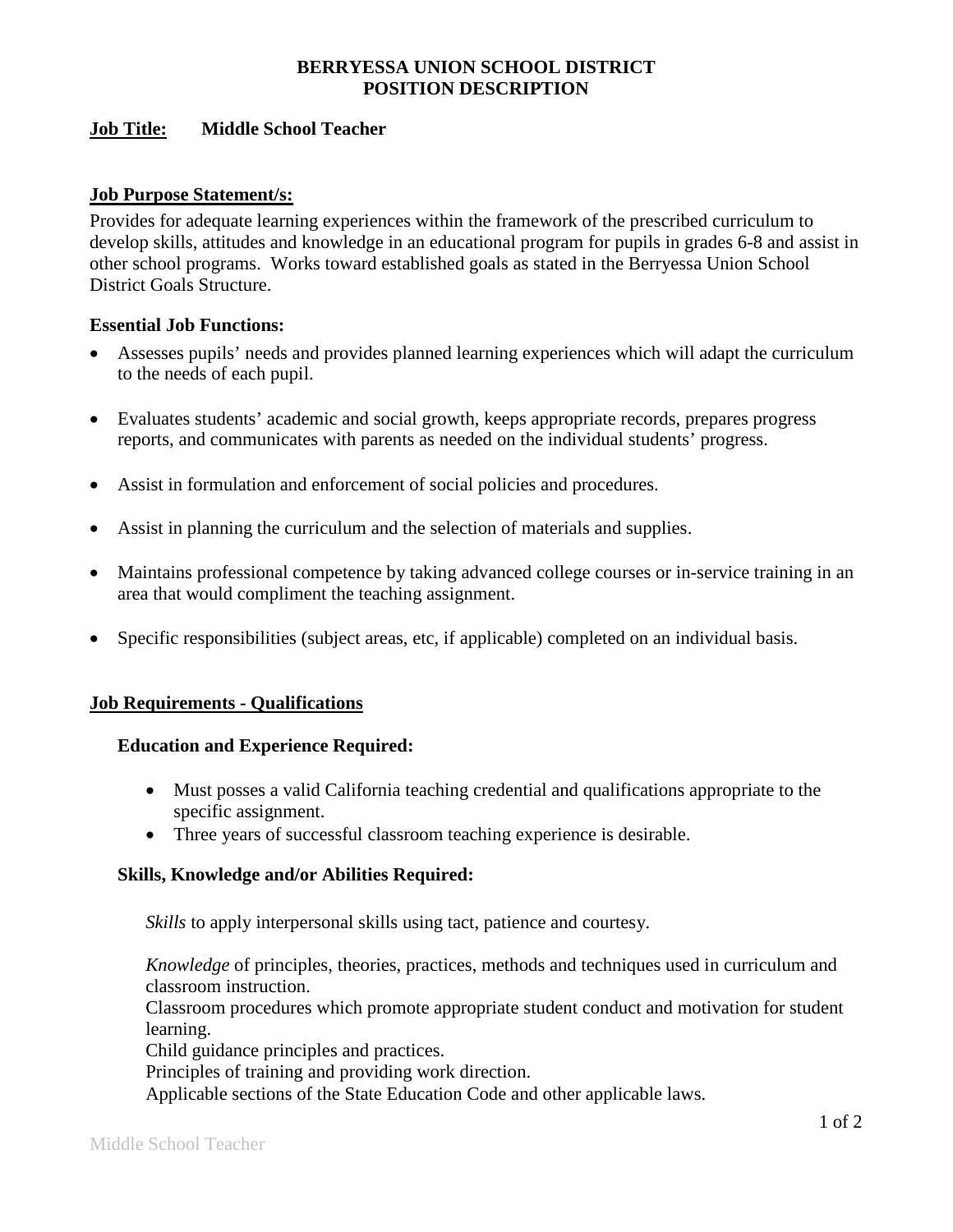# BERRYESSA UNION SCHOOL DISTRICT
# POSITION DESCRIPTION

**Job Title:** **Middle School Teacher**

## Job Purpose Statement/s:

Provides for adequate learning experiences within the framework of the prescribed curriculum to develop skills, attitudes and knowledge in an educational program for pupils in grades 6-8 and assist in other school programs. Works toward established goals as stated in the Berryessa Union School District Goals Structure.

### Essential Job Functions:

- Assesses pupils' needs and provides planned learning experiences which will adapt the curriculum to the needs of each pupil.
- Evaluates students' academic and social growth, keeps appropriate records, prepares progress reports, and communicates with parents as needed on the individual students' progress.
- Assist in formulation and enforcement of social policies and procedures.
- Assist in planning the curriculum and the selection of materials and supplies.
- Maintains professional competence by taking advanced college courses or in-service training in an area that would compliment the teaching assignment.
- Specific responsibilities (subject areas, etc, if applicable) completed on an individual basis.

## Job Requirements - Qualifications

### Education and Experience Required:

- Must posses a valid California teaching credential and qualifications appropriate to the specific assignment.
- Three years of successful classroom teaching experience is desirable.

### Skills, Knowledge and/or Abilities Required:

*Skills* to apply interpersonal skills using tact, patience and courtesy.

*Knowledge* of principles, theories, practices, methods and techniques used in curriculum and classroom instruction.
Classroom procedures which promote appropriate student conduct and motivation for student learning.
Child guidance principles and practices.
Principles of training and providing work direction.
Applicable sections of the State Education Code and other applicable laws.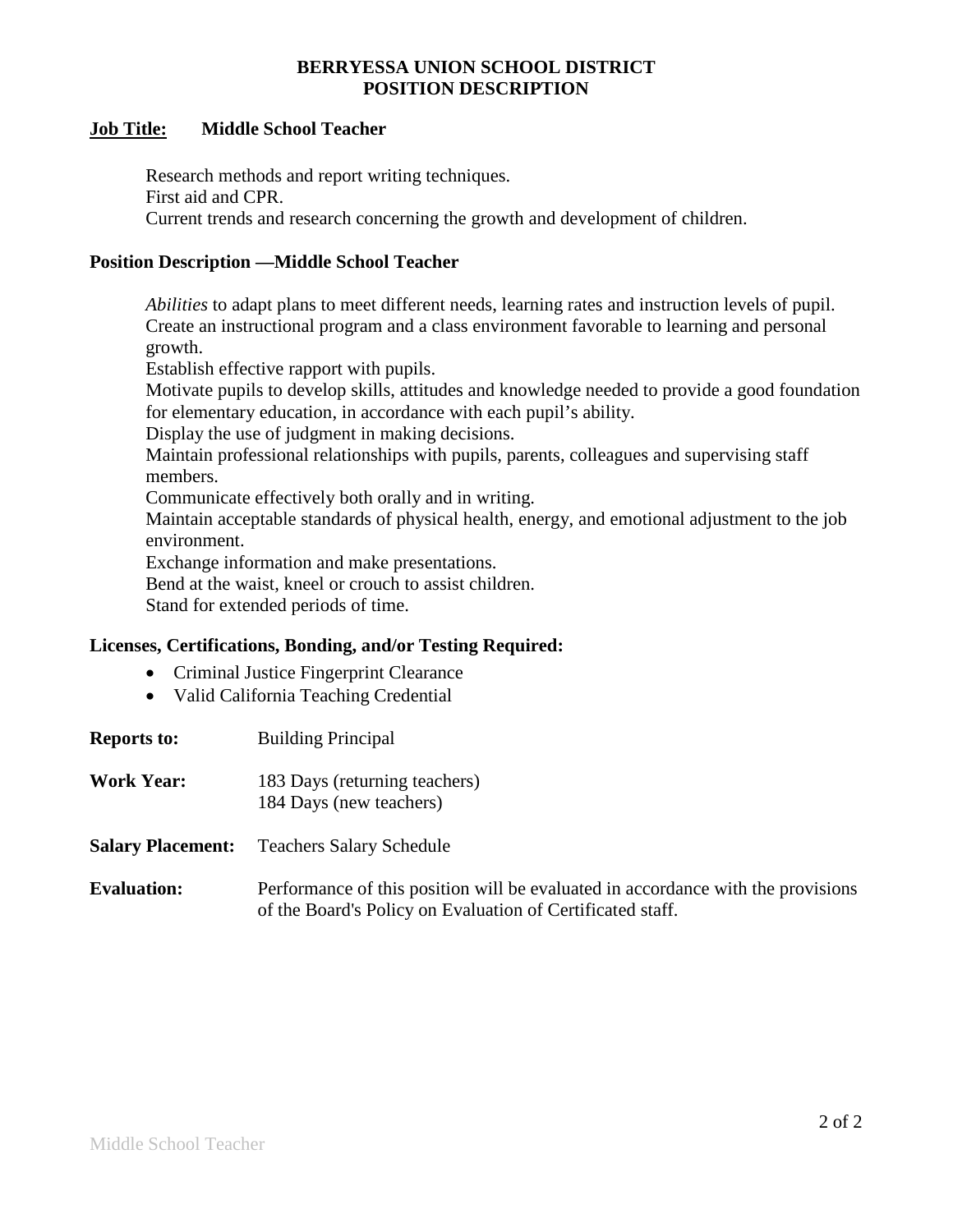**BERRYESSA UNION SCHOOL DISTRICT**
**POSITION DESCRIPTION**

**Job Title:** **Middle School Teacher**

Research methods and report writing techniques.
First aid and CPR.
Current trends and research concerning the growth and development of children.

**Position Description —Middle School Teacher**

*Abilities* to adapt plans to meet different needs, learning rates and instruction levels of pupil.
Create an instructional program and a class environment favorable to learning and personal growth.
Establish effective rapport with pupils.
Motivate pupils to develop skills, attitudes and knowledge needed to provide a good foundation for elementary education, in accordance with each pupil's ability.
Display the use of judgment in making decisions.
Maintain professional relationships with pupils, parents, colleagues and supervising staff members.
Communicate effectively both orally and in writing.
Maintain acceptable standards of physical health, energy, and emotional adjustment to the job environment.
Exchange information and make presentations.
Bend at the waist, kneel or crouch to assist children.
Stand for extended periods of time.

**Licenses, Certifications, Bonding, and/or Testing Required:**

- Criminal Justice Fingerprint Clearance
- Valid California Teaching Credential

**Reports to:** Building Principal

**Work Year:** 183 Days (returning teachers)
184 Days (new teachers)

**Salary Placement:** Teachers Salary Schedule

**Evaluation:** Performance of this position will be evaluated in accordance with the provisions of the Board's Policy on Evaluation of Certificated staff.